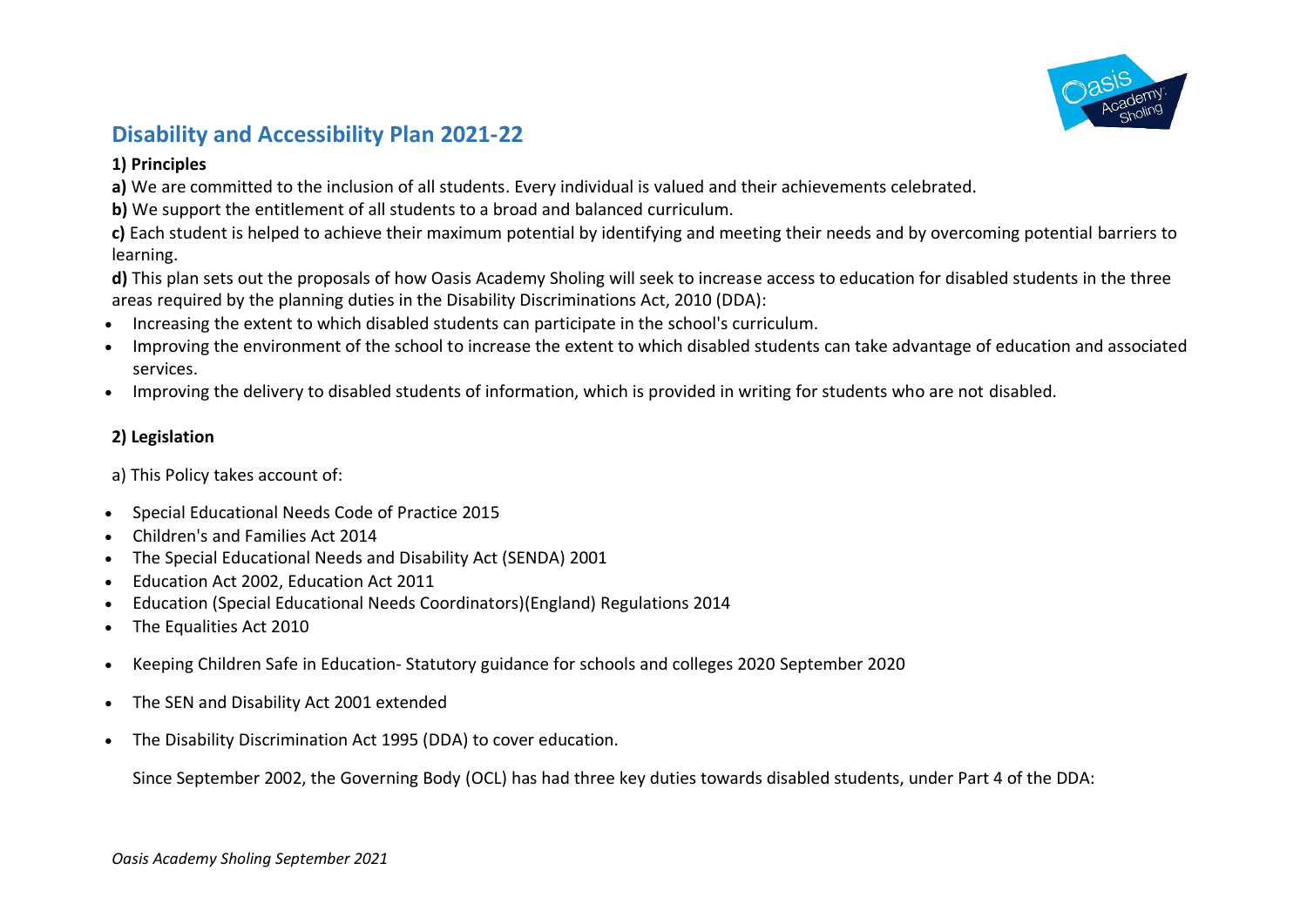# Disability and Accessibility Plan 2021-22

**1) Principles**

**a)** We are committed to the inclusion of all students. Every individual is valued and their achievements celebrated.

**b)** We support the entitlement of all students to a broad and balanced curriculum.

**c)** Each student is helped to achieve their maximum potential by identifying and meeting their needs and by overcoming potential barriers to learning.

**d)** This plan sets out the proposals of how Oasis Academy Sholing will seek to increase access to education for disabled students in the three areas required by the planning duties in the Disability Discriminations Act, 2010 (DDA):

- Increasing the extent to which disabled students can participate in the school's curriculum.
- Improving the environment of the school to increase the extent to which disabled students can take advantage of education and associated services.
- Improving the delivery to disabled students of information, which is provided in writing for students who are not disabled.

**2) Legislation**

a) This Policy takes account of:

- Special Educational Needs Code of Practice 2015
- Children's and Families Act 2014
- The Special Educational Needs and Disability Act (SENDA) 2001
- Education Act 2002, Education Act 2011
- Education (Special Educational Needs Coordinators)(England) Regulations 2014
- The Equalities Act 2010
- Keeping Children Safe in Education- Statutory guidance for schools and colleges 2020 September 2020
- The SEN and Disability Act 2001 extended
- The Disability Discrimination Act 1995 (DDA) to cover education.

Since September 2002, the Governing Body (OCL) has had three key duties towards disabled students, under Part 4 of the DDA: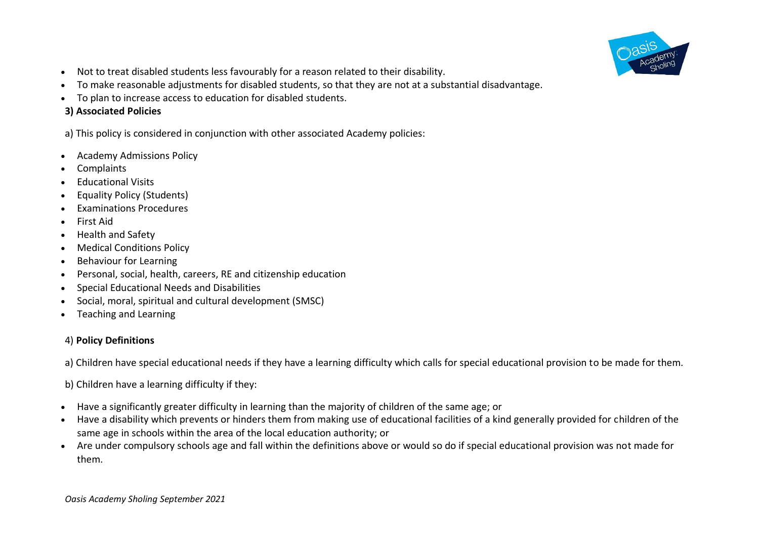- Not to treat disabled students less favourably for a reason related to their disability.
- To make reasonable adjustments for disabled students, so that they are not at a substantial disadvantage.
- To plan to increase access to education for disabled students.

**3) Associated Policies**

a) This policy is considered in conjunction with other associated Academy policies:

- Academy Admissions Policy
- Complaints
- Educational Visits
- Equality Policy (Students)
- Examinations Procedures
- First Aid
- Health and Safety
- Medical Conditions Policy
- Behaviour for Learning
- Personal, social, health, careers, RE and citizenship education
- Special Educational Needs and Disabilities
- Social, moral, spiritual and cultural development (SMSC)
- Teaching and Learning

4) **Policy Definitions**

a) Children have special educational needs if they have a learning difficulty which calls for special educational provision to be made for them.

b) Children have a learning difficulty if they:

- Have a significantly greater difficulty in learning than the majority of children of the same age; or
- Have a disability which prevents or hinders them from making use of educational facilities of a kind generally provided for children of the same age in schools within the area of the local education authority; or
- Are under compulsory schools age and fall within the definitions above or would so do if special educational provision was not made for them.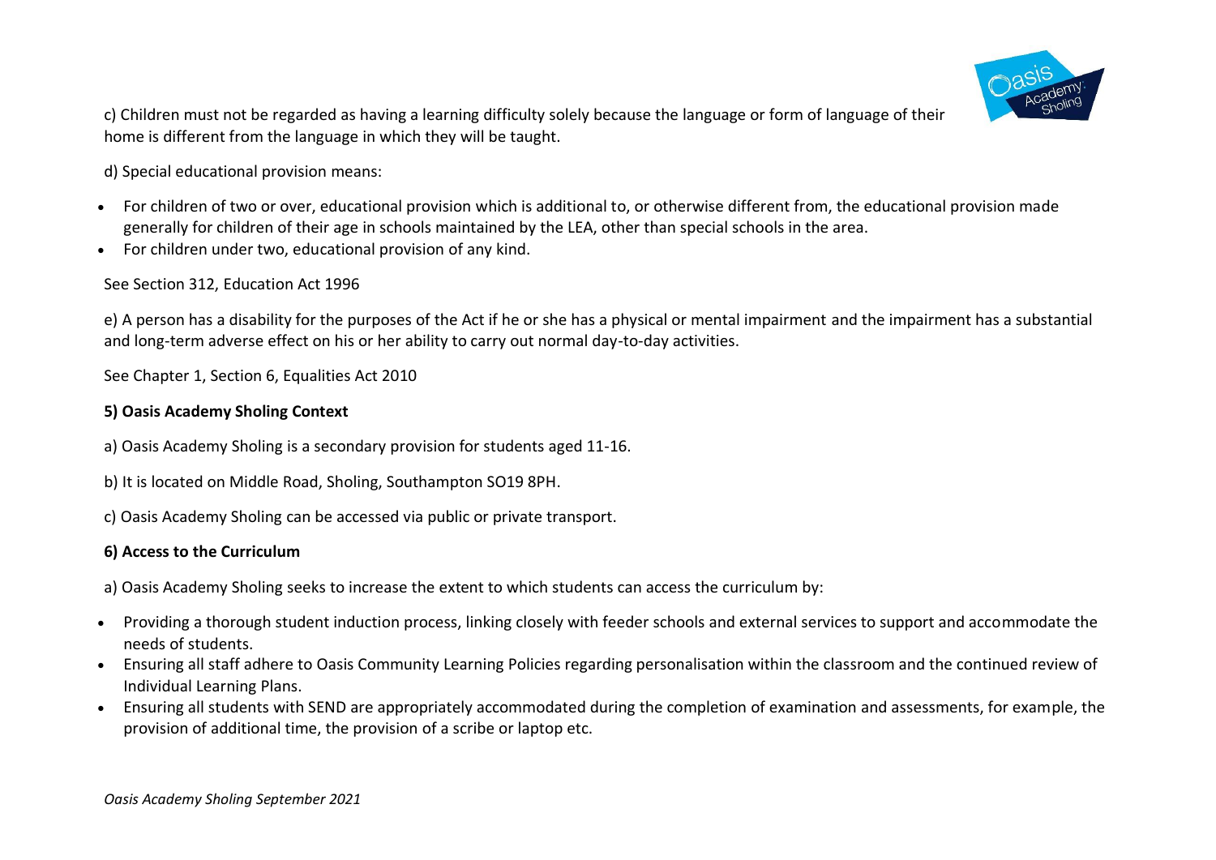c) Children must not be regarded as having a learning difficulty solely because the language or form of language of their home is different from the language in which they will be taught.

d) Special educational provision means:

- For children of two or over, educational provision which is additional to, or otherwise different from, the educational provision made generally for children of their age in schools maintained by the LEA, other than special schools in the area.
- For children under two, educational provision of any kind.

See Section 312, Education Act 1996

e) A person has a disability for the purposes of the Act if he or she has a physical or mental impairment and the impairment has a substantial and long-term adverse effect on his or her ability to carry out normal day-to-day activities.

See Chapter 1, Section 6, Equalities Act 2010

**5) Oasis Academy Sholing Context**

a) Oasis Academy Sholing is a secondary provision for students aged 11-16.

b) It is located on Middle Road, Sholing, Southampton SO19 8PH.

c) Oasis Academy Sholing can be accessed via public or private transport.

**6) Access to the Curriculum**

a) Oasis Academy Sholing seeks to increase the extent to which students can access the curriculum by:

- Providing a thorough student induction process, linking closely with feeder schools and external services to support and accommodate the needs of students.
- Ensuring all staff adhere to Oasis Community Learning Policies regarding personalisation within the classroom and the continued review of Individual Learning Plans.
- Ensuring all students with SEND are appropriately accommodated during the completion of examination and assessments, for example, the provision of additional time, the provision of a scribe or laptop etc.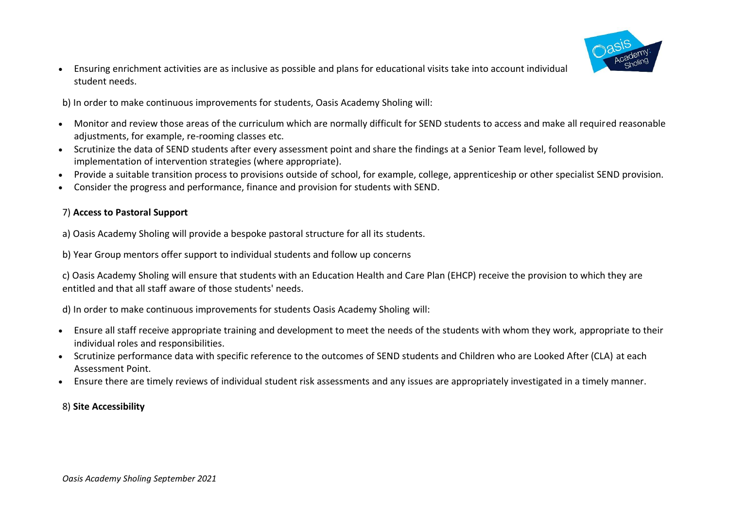- Ensuring enrichment activities are as inclusive as possible and plans for educational visits take into account individual student needs.

b) In order to make continuous improvements for students, Oasis Academy Sholing will:

- Monitor and review those areas of the curriculum which are normally difficult for SEND students to access and make all required reasonable adjustments, for example, re-rooming classes etc.
- Scrutinize the data of SEND students after every assessment point and share the findings at a Senior Team level, followed by implementation of intervention strategies (where appropriate).
- Provide a suitable transition process to provisions outside of school, for example, college, apprenticeship or other specialist SEND provision.
- Consider the progress and performance, finance and provision for students with SEND.

7) **Access to Pastoral Support**

a) Oasis Academy Sholing will provide a bespoke pastoral structure for all its students.

b) Year Group mentors offer support to individual students and follow up concerns

c) Oasis Academy Sholing will ensure that students with an Education Health and Care Plan (EHCP) receive the provision to which they are entitled and that all staff aware of those students' needs.

d) In order to make continuous improvements for students Oasis Academy Sholing will:

- Ensure all staff receive appropriate training and development to meet the needs of the students with whom they work, appropriate to their individual roles and responsibilities.
- Scrutinize performance data with specific reference to the outcomes of SEND students and Children who are Looked After (CLA) at each Assessment Point.
- Ensure there are timely reviews of individual student risk assessments and any issues are appropriately investigated in a timely manner.

8) **Site Accessibility**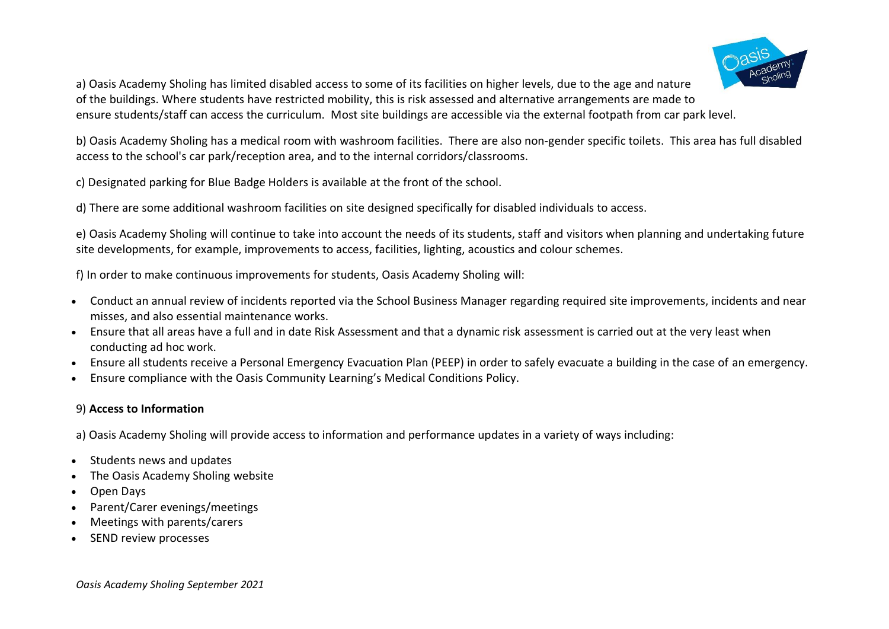a) Oasis Academy Sholing has limited disabled access to some of its facilities on higher levels, due to the age and nature of the buildings. Where students have restricted mobility, this is risk assessed and alternative arrangements are made to ensure students/staff can access the curriculum. Most site buildings are accessible via the external footpath from car park level.

b) Oasis Academy Sholing has a medical room with washroom facilities. There are also non-gender specific toilets. This area has full disabled access to the school's car park/reception area, and to the internal corridors/classrooms.

c) Designated parking for Blue Badge Holders is available at the front of the school.

d) There are some additional washroom facilities on site designed specifically for disabled individuals to access.

e) Oasis Academy Sholing will continue to take into account the needs of its students, staff and visitors when planning and undertaking future site developments, for example, improvements to access, facilities, lighting, acoustics and colour schemes.

f) In order to make continuous improvements for students, Oasis Academy Sholing will:

- Conduct an annual review of incidents reported via the School Business Manager regarding required site improvements, incidents and near misses, and also essential maintenance works.
- Ensure that all areas have a full and in date Risk Assessment and that a dynamic risk assessment is carried out at the very least when conducting ad hoc work.
- Ensure all students receive a Personal Emergency Evacuation Plan (PEEP) in order to safely evacuate a building in the case of an emergency.
- Ensure compliance with the Oasis Community Learning's Medical Conditions Policy.

## 9) **Access to Information**

a) Oasis Academy Sholing will provide access to information and performance updates in a variety of ways including:

- Students news and updates
- The Oasis Academy Sholing website
- Open Days
- Parent/Carer evenings/meetings
- Meetings with parents/carers
- SEND review processes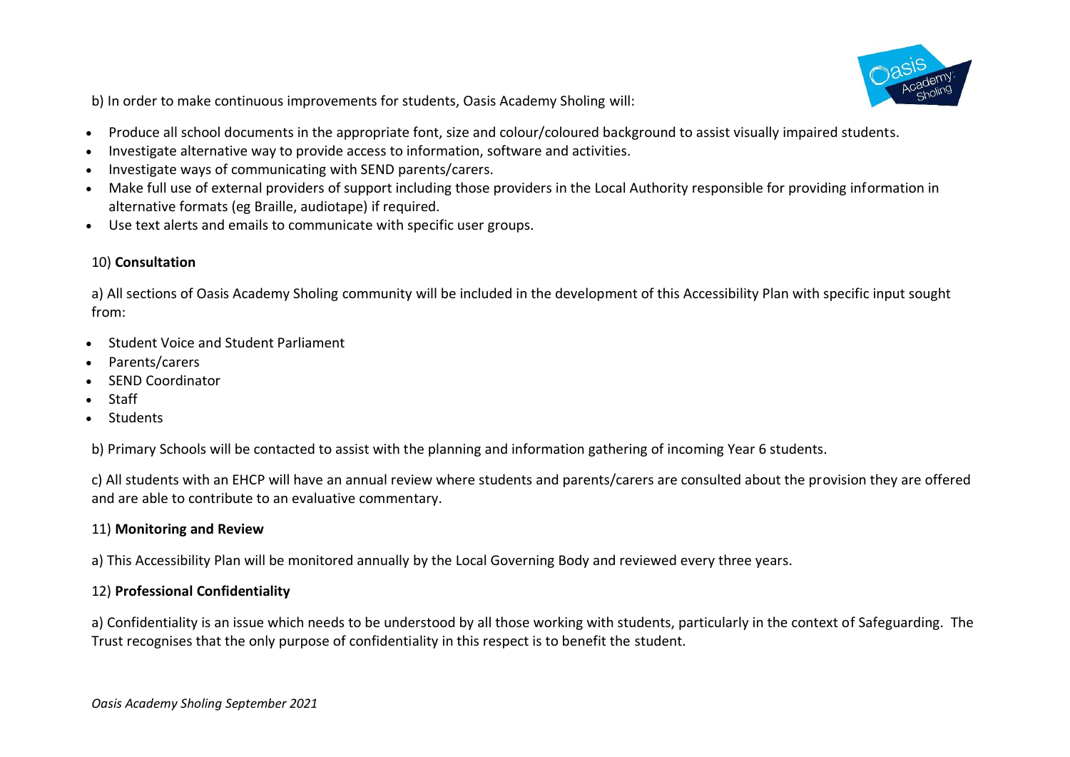b) In order to make continuous improvements for students, Oasis Academy Sholing will:

- Produce all school documents in the appropriate font, size and colour/coloured background to assist visually impaired students.
- Investigate alternative way to provide access to information, software and activities.
- Investigate ways of communicating with SEND parents/carers.
- Make full use of external providers of support including those providers in the Local Authority responsible for providing information in alternative formats (eg Braille, audiotape) if required.
- Use text alerts and emails to communicate with specific user groups.

10) **Consultation**

a) All sections of Oasis Academy Sholing community will be included in the development of this Accessibility Plan with specific input sought from:

- Student Voice and Student Parliament
- Parents/carers
- SEND Coordinator
- Staff
- Students

b) Primary Schools will be contacted to assist with the planning and information gathering of incoming Year 6 students.

c) All students with an EHCP will have an annual review where students and parents/carers are consulted about the provision they are offered and are able to contribute to an evaluative commentary.

11) **Monitoring and Review**

a) This Accessibility Plan will be monitored annually by the Local Governing Body and reviewed every three years.

12) **Professional Confidentiality**

a) Confidentiality is an issue which needs to be understood by all those working with students, particularly in the context of Safeguarding. The Trust recognises that the only purpose of confidentiality in this respect is to benefit the student.